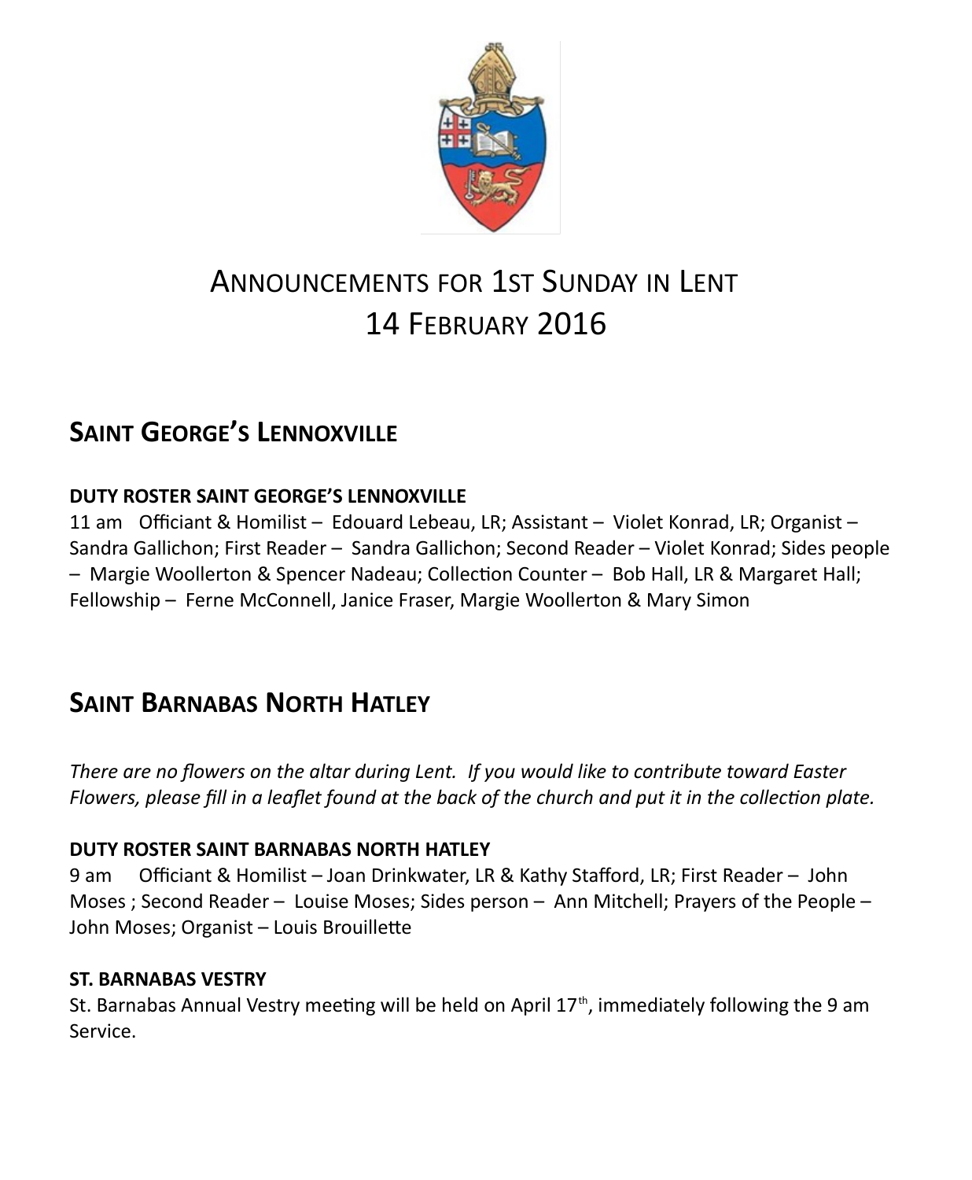# Announcements for 1st Sunday in Lent
# 14 February 2016

## Saint George's Lennoxville

**DUTY ROSTER SAINT GEORGE'S LENNOXVILLE**

11 am Officiant & Homilist – Edouard Lebeau, LR; Assistant – Violet Konrad, LR; Organist – Sandra Gallichon; First Reader – Sandra Gallichon; Second Reader – Violet Konrad; Sides people – Margie Woollerton & Spencer Nadeau; Collection Counter – Bob Hall, LR & Margaret Hall; Fellowship – Ferne McConnell, Janice Fraser, Margie Woollerton & Mary Simon

## Saint Barnabas North Hatley

*There are no flowers on the altar during Lent. If you would like to contribute toward Easter Flowers, please fill in a leaflet found at the back of the church and put it in the collection plate.*

**DUTY ROSTER SAINT BARNABAS NORTH HATLEY**

9 am Officiant & Homilist – Joan Drinkwater, LR & Kathy Stafford, LR; First Reader – John Moses ; Second Reader – Louise Moses; Sides person – Ann Mitchell; Prayers of the People – John Moses; Organist – Louis Brouillette

**ST. BARNABAS VESTRY**

St. Barnabas Annual Vestry meeting will be held on April 17th, immediately following the 9 am Service.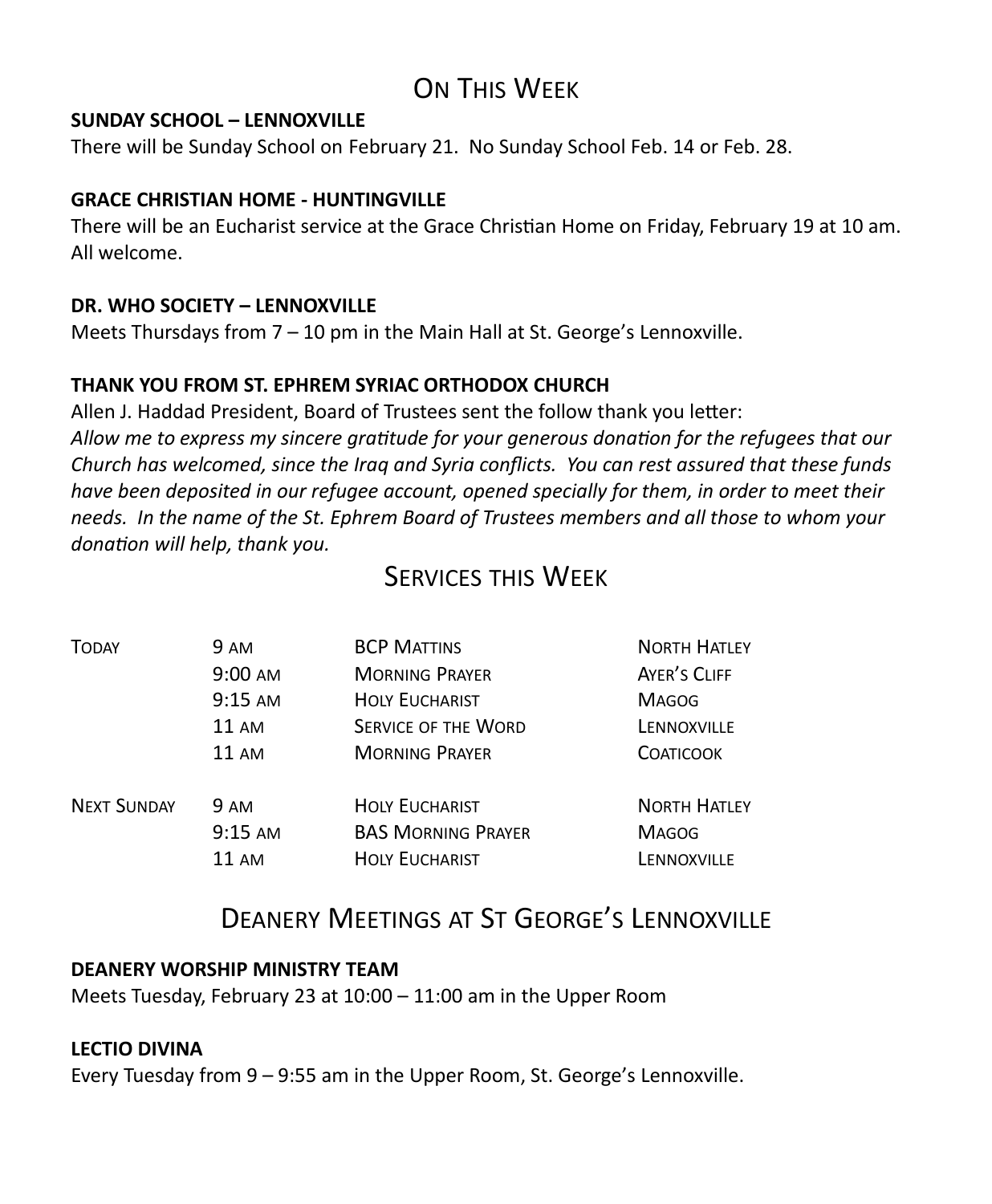# On This Week

**SUNDAY SCHOOL – LENNOXVILLE**

There will be Sunday School on February 21. No Sunday School Feb. 14 or Feb. 28.

**GRACE CHRISTIAN HOME - HUNTINGVILLE**

There will be an Eucharist service at the Grace Christian Home on Friday, February 19 at 10 am. All welcome.

**DR. WHO SOCIETY – LENNOXVILLE**

Meets Thursdays from 7 – 10 pm in the Main Hall at St. George's Lennoxville.

**THANK YOU FROM ST. EPHREM SYRIAC ORTHODOX CHURCH**

Allen J. Haddad President, Board of Trustees sent the follow thank you letter:

*Allow me to express my sincere gratitude for your generous donation for the refugees that our Church has welcomed, since the Iraq and Syria conflicts. You can rest assured that these funds have been deposited in our refugee account, opened specially for them, in order to meet their needs. In the name of the St. Ephrem Board of Trustees members and all those to whom your donation will help, thank you.*

# Services this Week

| | | | |
|---|---|---|---|
| Today | 9 am | BCP Mattins | North Hatley |
| | 9:00 am | Morning Prayer | Ayer's Cliff |
| | 9:15 am | Holy Eucharist | Magog |
| | 11 am | Service of the Word | Lennoxville |
| | 11 am | Morning Prayer | Coaticook |
| Next Sunday | 9 am | Holy Eucharist | North Hatley |
| | 9:15 am | BAS Morning Prayer | Magog |
| | 11 am | Holy Eucharist | Lennoxville |

# Deanery Meetings at St George's Lennoxville

**DEANERY WORSHIP MINISTRY TEAM**

Meets Tuesday, February 23 at 10:00 – 11:00 am in the Upper Room

**LECTIO DIVINA**

Every Tuesday from 9 – 9:55 am in the Upper Room, St. George's Lennoxville.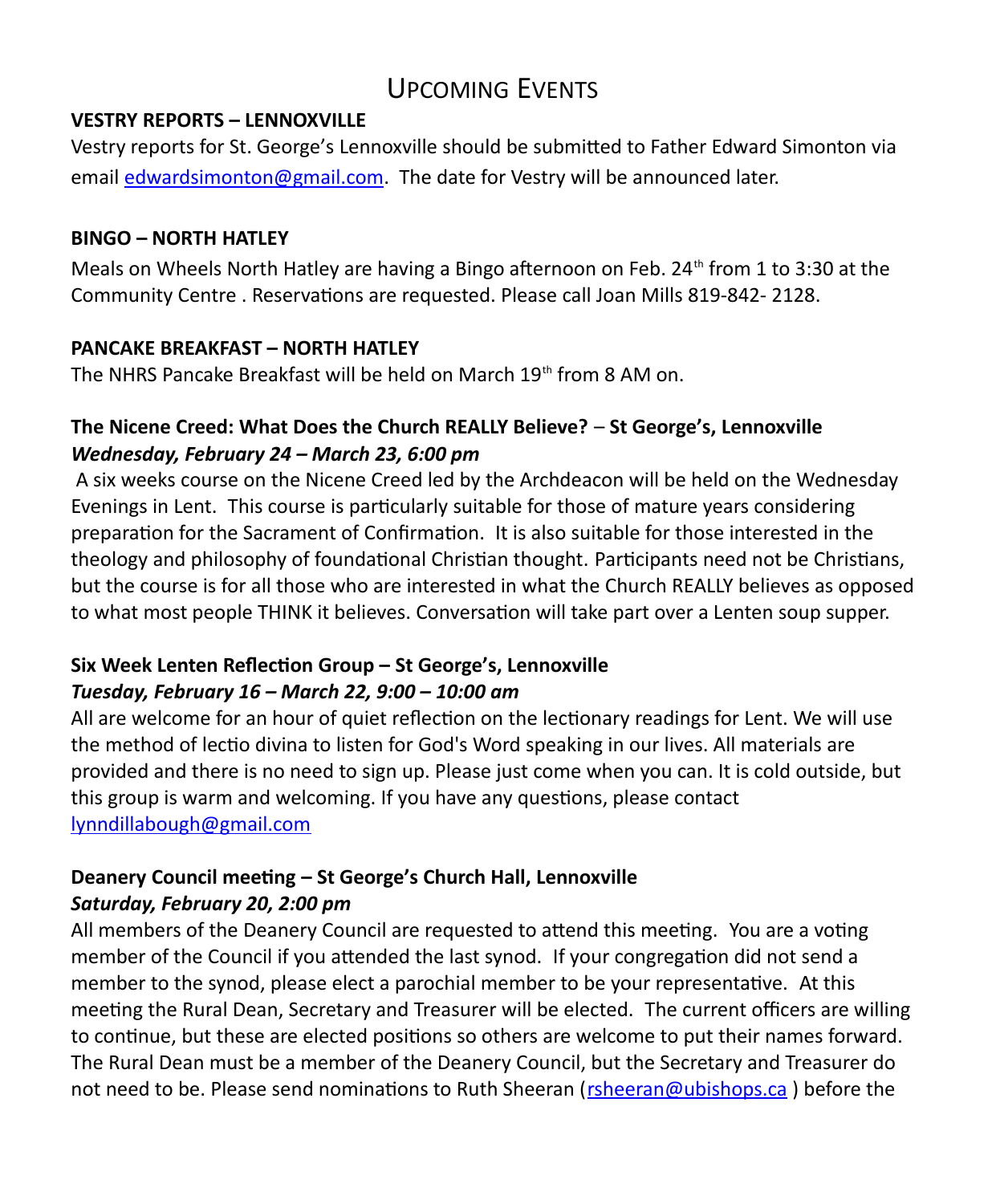# Upcoming Events

**VESTRY REPORTS – LENNOXVILLE**

Vestry reports for St. George's Lennoxville should be submitted to Father Edward Simonton via email edwardsimonton@gmail.com. The date for Vestry will be announced later.

**BINGO – NORTH HATLEY**

Meals on Wheels North Hatley are having a Bingo afternoon on Feb. 24th from 1 to 3:30 at the Community Centre . Reservations are requested. Please call Joan Mills 819-842- 2128.

**PANCAKE BREAKFAST – NORTH HATLEY**

The NHRS Pancake Breakfast will be held on March 19th from 8 AM on.

**The Nicene Creed: What Does the Church REALLY Believe? – St George's, Lennoxville**
***Wednesday, February 24 – March 23, 6:00 pm***

A six weeks course on the Nicene Creed led by the Archdeacon will be held on the Wednesday Evenings in Lent. This course is particularly suitable for those of mature years considering preparation for the Sacrament of Confirmation. It is also suitable for those interested in the theology and philosophy of foundational Christian thought. Participants need not be Christians, but the course is for all those who are interested in what the Church REALLY believes as opposed to what most people THINK it believes. Conversation will take part over a Lenten soup supper.

**Six Week Lenten Reflection Group – St George's, Lennoxville**
***Tuesday, February 16 – March 22, 9:00 – 10:00 am***

All are welcome for an hour of quiet reflection on the lectionary readings for Lent. We will use the method of lectio divina to listen for God's Word speaking in our lives. All materials are provided and there is no need to sign up. Please just come when you can. It is cold outside, but this group is warm and welcoming. If you have any questions, please contact lynndillabough@gmail.com

**Deanery Council meeting – St George's Church Hall, Lennoxville**
***Saturday, February 20, 2:00 pm***

All members of the Deanery Council are requested to attend this meeting. You are a voting member of the Council if you attended the last synod. If your congregation did not send a member to the synod, please elect a parochial member to be your representative. At this meeting the Rural Dean, Secretary and Treasurer will be elected. The current officers are willing to continue, but these are elected positions so others are welcome to put their names forward. The Rural Dean must be a member of the Deanery Council, but the Secretary and Treasurer do not need to be. Please send nominations to Ruth Sheeran (rsheeran@ubishops.ca ) before the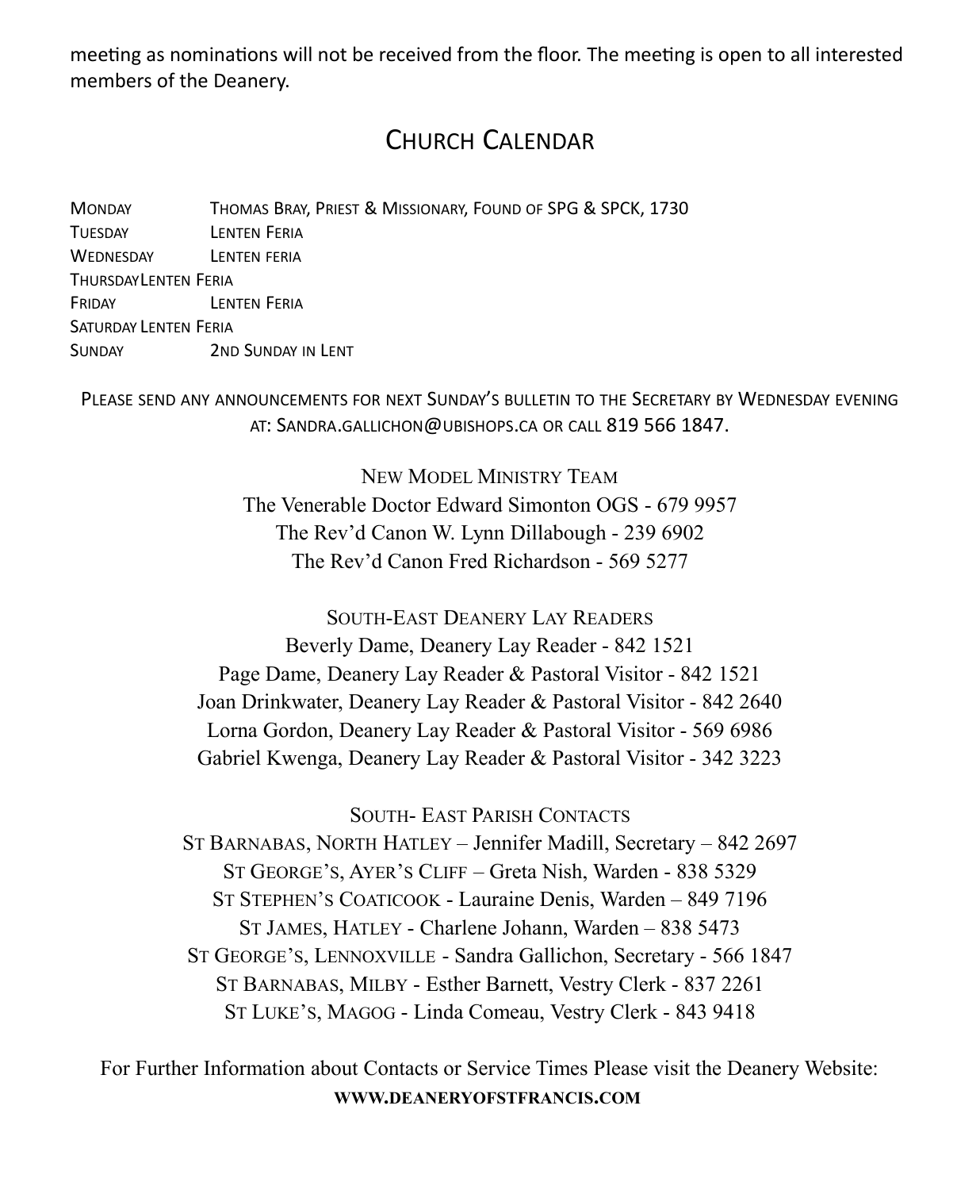meeting as nominations will not be received from the floor. The meeting is open to all interested members of the Deanery.

## Church Calendar

| | |
|---|---|
| Monday | Thomas Bray, Priest & Missionary, Found of SPG & SPCK, 1730 |
| Tuesday | Lenten Feria |
| Wednesday | Lenten feria |
| Thursday | Lenten Feria |
| Friday | Lenten Feria |
| Saturday | Lenten Feria |
| Sunday | 2nd Sunday in Lent |

Please send any announcements for next Sunday's bulletin to the Secretary by Wednesday evening at: Sandra.gallichon@ubishops.ca or call 819 566 1847.

New Model Ministry Team
The Venerable Doctor Edward Simonton OGS - 679 9957
The Rev'd Canon W. Lynn Dillabough - 239 6902
The Rev'd Canon Fred Richardson - 569 5277

South-East Deanery Lay Readers
Beverly Dame, Deanery Lay Reader - 842 1521
Page Dame, Deanery Lay Reader & Pastoral Visitor - 842 1521
Joan Drinkwater, Deanery Lay Reader & Pastoral Visitor - 842 2640
Lorna Gordon, Deanery Lay Reader & Pastoral Visitor - 569 6986
Gabriel Kwenga, Deanery Lay Reader & Pastoral Visitor - 342 3223

South- East Parish Contacts
St Barnabas, North Hatley – Jennifer Madill, Secretary – 842 2697
St George's, Ayer's Cliff – Greta Nish, Warden - 838 5329
St Stephen's Coaticook - Lauraine Denis, Warden – 849 7196
St James, Hatley - Charlene Johann, Warden – 838 5473
St George's, Lennoxville - Sandra Gallichon, Secretary - 566 1847
St Barnabas, Milby - Esther Barnett, Vestry Clerk - 837 2261
St Luke's, Magog - Linda Comeau, Vestry Clerk - 843 9418

For Further Information about Contacts or Service Times Please visit the Deanery Website:
**WWW.DEANERYOFSTFRANCIS.COM**